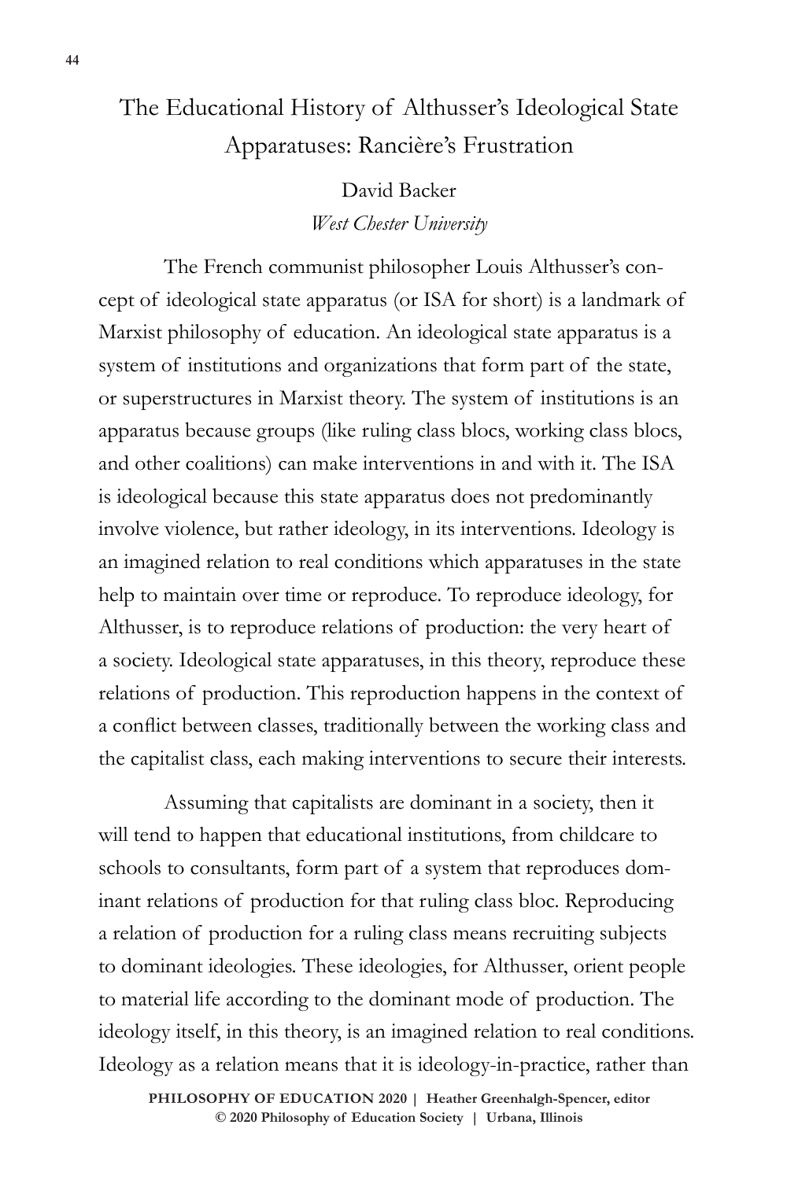# The Educational History of Althusser's Ideological State Apparatuses: Rancière's Frustration

David Backer

*West Chester University*

The French communist philosopher Louis Althusser's concept of ideological state apparatus (or ISA for short) is a landmark of Marxist philosophy of education. An ideological state apparatus is a system of institutions and organizations that form part of the state, or superstructures in Marxist theory. The system of institutions is an apparatus because groups (like ruling class blocs, working class blocs, and other coalitions) can make interventions in and with it. The ISA is ideological because this state apparatus does not predominantly involve violence, but rather ideology, in its interventions. Ideology is an imagined relation to real conditions which apparatuses in the state help to maintain over time or reproduce. To reproduce ideology, for Althusser, is to reproduce relations of production: the very heart of a society. Ideological state apparatuses, in this theory, reproduce these relations of production. This reproduction happens in the context of a conflict between classes, traditionally between the working class and the capitalist class, each making interventions to secure their interests.

Assuming that capitalists are dominant in a society, then it will tend to happen that educational institutions, from childcare to schools to consultants, form part of a system that reproduces dominant relations of production for that ruling class bloc. Reproducing a relation of production for a ruling class means recruiting subjects to dominant ideologies. These ideologies, for Althusser, orient people to material life according to the dominant mode of production. The ideology itself, in this theory, is an imagined relation to real conditions. Ideology as a relation means that it is ideology-in-practice, rather than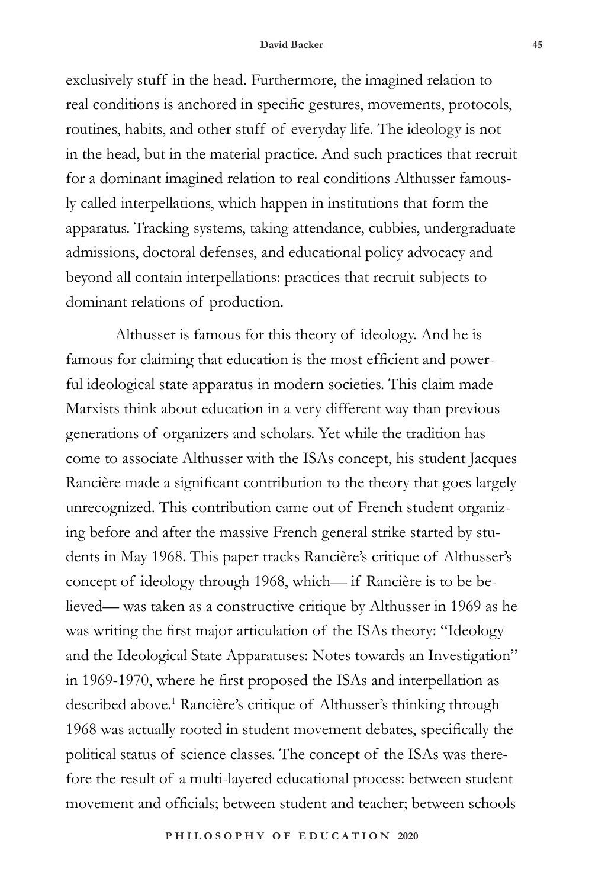exclusively stuff in the head. Furthermore, the imagined relation to real conditions is anchored in specific gestures, movements, protocols, routines, habits, and other stuff of everyday life. The ideology is not in the head, but in the material practice. And such practices that recruit for a dominant imagined relation to real conditions Althusser famously called interpellations, which happen in institutions that form the apparatus. Tracking systems, taking attendance, cubbies, undergraduate admissions, doctoral defenses, and educational policy advocacy and beyond all contain interpellations: practices that recruit subjects to dominant relations of production.

Althusser is famous for this theory of ideology. And he is famous for claiming that education is the most efficient and powerful ideological state apparatus in modern societies. This claim made Marxists think about education in a very different way than previous generations of organizers and scholars. Yet while the tradition has come to associate Althusser with the ISAs concept, his student Jacques Rancière made a significant contribution to the theory that goes largely unrecognized. This contribution came out of French student organizing before and after the massive French general strike started by students in May 1968. This paper tracks Rancière's critique of Althusser's concept of ideology through 1968, which— if Rancière is to be believed— was taken as a constructive critique by Althusser in 1969 as he was writing the first major articulation of the ISAs theory: "Ideology and the Ideological State Apparatuses: Notes towards an Investigation" in 1969-1970, where he first proposed the ISAs and interpellation as described above.[1] Rancière's critique of Althusser's thinking through 1968 was actually rooted in student movement debates, specifically the political status of science classes. The concept of the ISAs was therefore the result of a multi-layered educational process: between student movement and officials; between student and teacher; between schools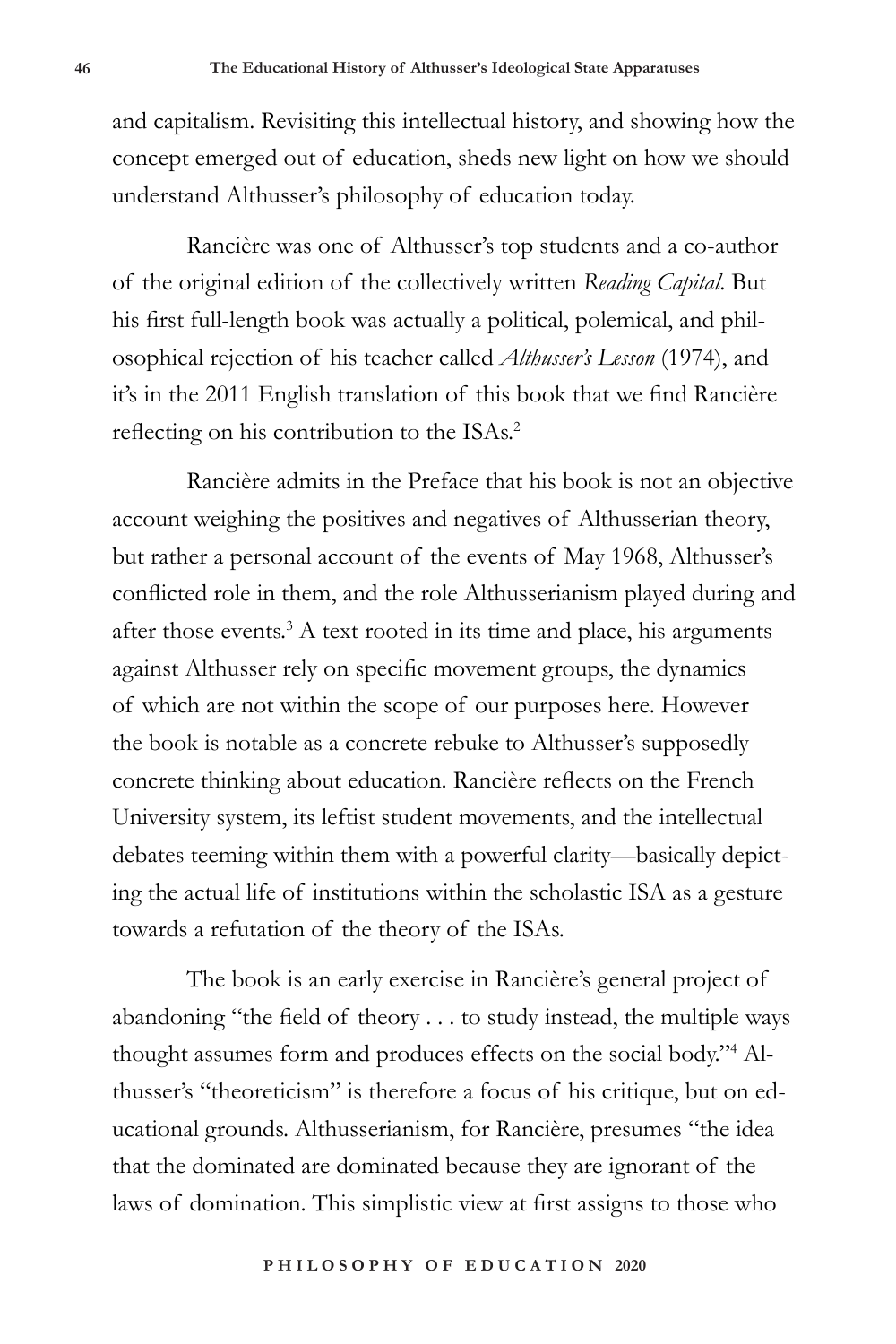and capitalism. Revisiting this intellectual history, and showing how the concept emerged out of education, sheds new light on how we should understand Althusser's philosophy of education today.

Rancière was one of Althusser's top students and a co-author of the original edition of the collectively written *Reading Capital*. But his first full-length book was actually a political, polemical, and philosophical rejection of his teacher called *Althusser's Lesson* (1974), and it's in the 2011 English translation of this book that we find Rancière reflecting on his contribution to the ISAs.[2]

Rancière admits in the Preface that his book is not an objective account weighing the positives and negatives of Althusserian theory, but rather a personal account of the events of May 1968, Althusser's conflicted role in them, and the role Althusserianism played during and after those events.[3] A text rooted in its time and place, his arguments against Althusser rely on specific movement groups, the dynamics of which are not within the scope of our purposes here. However the book is notable as a concrete rebuke to Althusser's supposedly concrete thinking about education. Rancière reflects on the French University system, its leftist student movements, and the intellectual debates teeming within them with a powerful clarity—basically depicting the actual life of institutions within the scholastic ISA as a gesture towards a refutation of the theory of the ISAs.

The book is an early exercise in Rancière's general project of abandoning "the field of theory . . . to study instead, the multiple ways thought assumes form and produces effects on the social body."[4] Althusser's "theoreticism" is therefore a focus of his critique, but on educational grounds. Althusserianism, for Rancière, presumes "the idea that the dominated are dominated because they are ignorant of the laws of domination. This simplistic view at first assigns to those who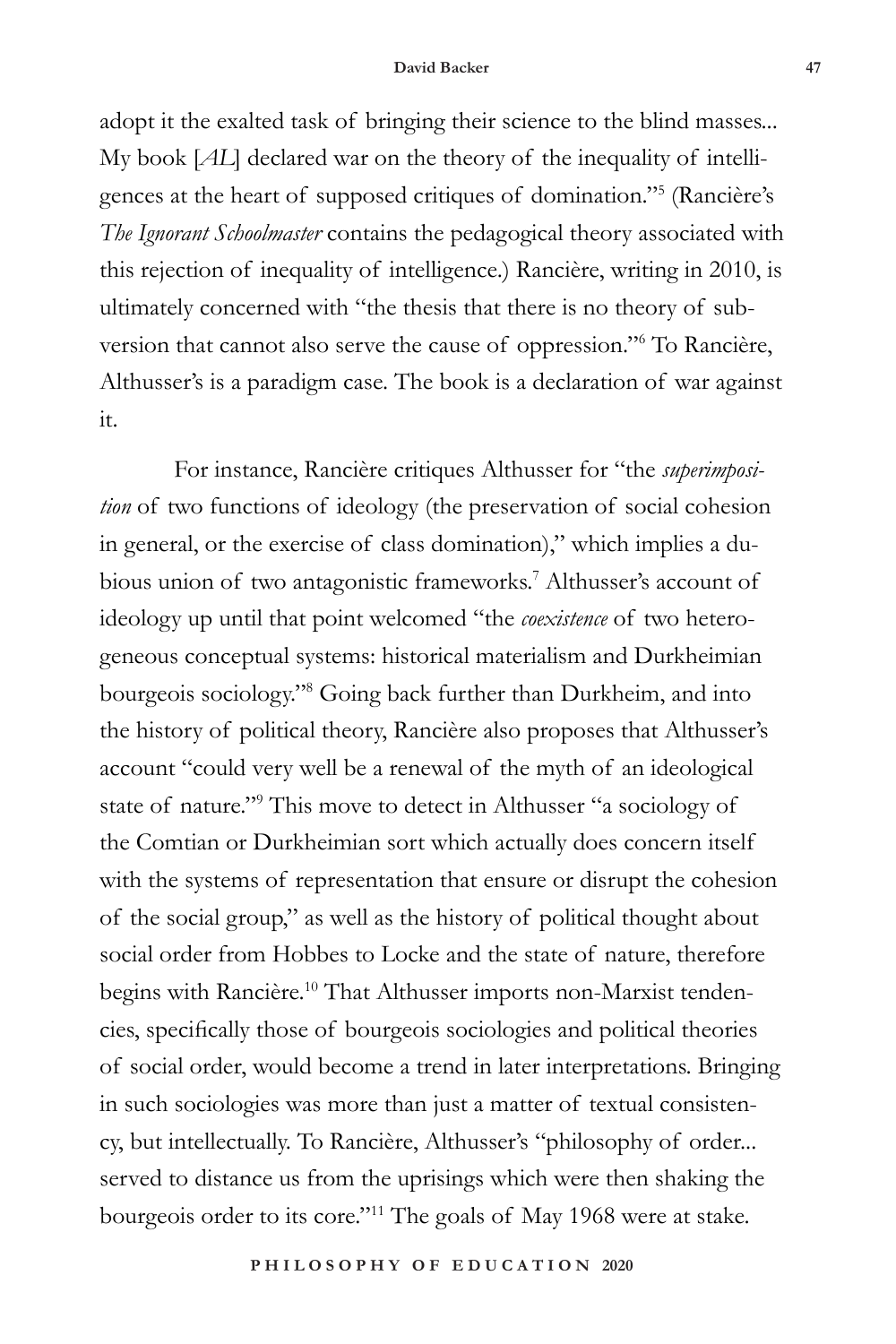adopt it the exalted task of bringing their science to the blind masses... My book [*AL*] declared war on the theory of the inequality of intelligences at the heart of supposed critiques of domination."[5] (Rancière's *The Ignorant Schoolmaster* contains the pedagogical theory associated with this rejection of inequality of intelligence.) Rancière, writing in 2010, is ultimately concerned with "the thesis that there is no theory of subversion that cannot also serve the cause of oppression."[6] To Rancière, Althusser's is a paradigm case. The book is a declaration of war against it.

For instance, Rancière critiques Althusser for "the *superimposition* of two functions of ideology (the preservation of social cohesion in general, or the exercise of class domination)," which implies a dubious union of two antagonistic frameworks.[7] Althusser's account of ideology up until that point welcomed "the *coexistence* of two heterogeneous conceptual systems: historical materialism and Durkheimian bourgeois sociology."[8] Going back further than Durkheim, and into the history of political theory, Rancière also proposes that Althusser's account "could very well be a renewal of the myth of an ideological state of nature."[9] This move to detect in Althusser "a sociology of the Comtian or Durkheimian sort which actually does concern itself with the systems of representation that ensure or disrupt the cohesion of the social group," as well as the history of political thought about social order from Hobbes to Locke and the state of nature, therefore begins with Rancière.[10] That Althusser imports non-Marxist tendencies, specifically those of bourgeois sociologies and political theories of social order, would become a trend in later interpretations. Bringing in such sociologies was more than just a matter of textual consistency, but intellectually. To Rancière, Althusser's "philosophy of order... served to distance us from the uprisings which were then shaking the bourgeois order to its core."[11] The goals of May 1968 were at stake.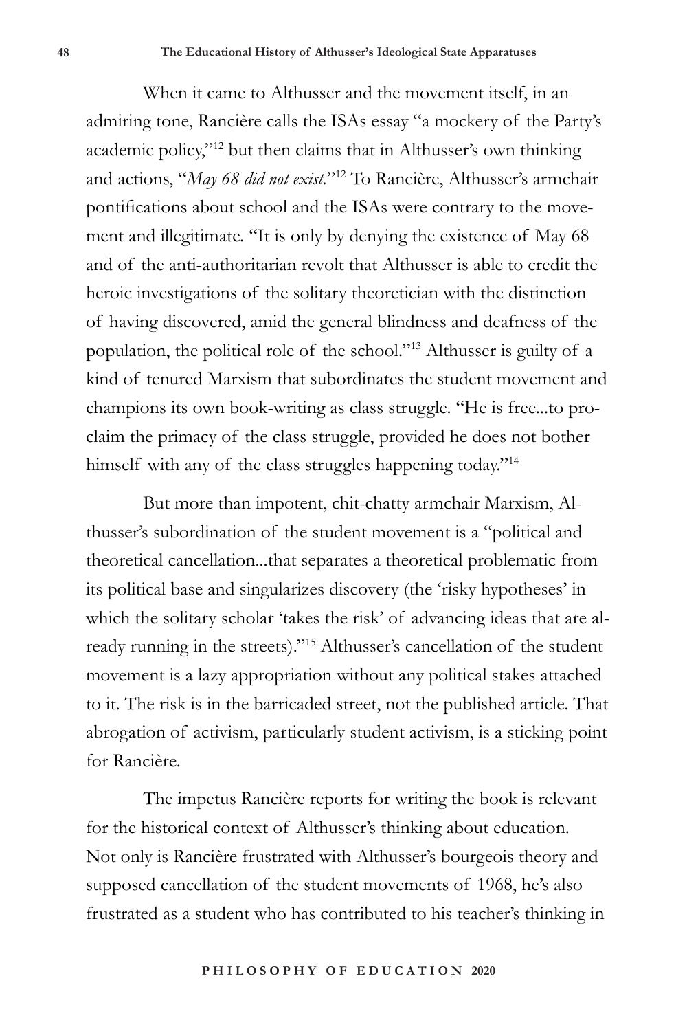When it came to Althusser and the movement itself, in an admiring tone, Rancière calls the ISAs essay "a mockery of the Party's academic policy,"[12] but then claims that in Althusser's own thinking and actions, "*May 68 did not exist.*"[12] To Rancière, Althusser's armchair pontifications about school and the ISAs were contrary to the movement and illegitimate. "It is only by denying the existence of May 68 and of the anti-authoritarian revolt that Althusser is able to credit the heroic investigations of the solitary theoretician with the distinction of having discovered, amid the general blindness and deafness of the population, the political role of the school."[13] Althusser is guilty of a kind of tenured Marxism that subordinates the student movement and champions its own book-writing as class struggle. "He is free...to proclaim the primacy of the class struggle, provided he does not bother himself with any of the class struggles happening today."[14]

But more than impotent, chit-chatty armchair Marxism, Althusser's subordination of the student movement is a "political and theoretical cancellation...that separates a theoretical problematic from its political base and singularizes discovery (the 'risky hypotheses' in which the solitary scholar 'takes the risk' of advancing ideas that are already running in the streets)."[15] Althusser's cancellation of the student movement is a lazy appropriation without any political stakes attached to it. The risk is in the barricaded street, not the published article. That abrogation of activism, particularly student activism, is a sticking point for Rancière.

The impetus Rancière reports for writing the book is relevant for the historical context of Althusser's thinking about education. Not only is Rancière frustrated with Althusser's bourgeois theory and supposed cancellation of the student movements of 1968, he's also frustrated as a student who has contributed to his teacher's thinking in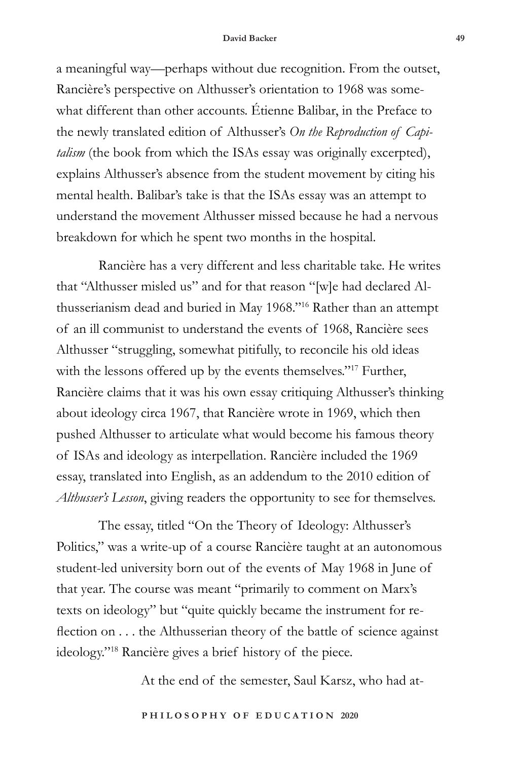a meaningful way—perhaps without due recognition. From the outset, Rancière's perspective on Althusser's orientation to 1968 was somewhat different than other accounts. Étienne Balibar, in the Preface to the newly translated edition of Althusser's *On the Reproduction of Capitalism* (the book from which the ISAs essay was originally excerpted), explains Althusser's absence from the student movement by citing his mental health. Balibar's take is that the ISAs essay was an attempt to understand the movement Althusser missed because he had a nervous breakdown for which he spent two months in the hospital.

Rancière has a very different and less charitable take. He writes that "Althusser misled us" and for that reason "[w]e had declared Althusserianism dead and buried in May 1968."[16] Rather than an attempt of an ill communist to understand the events of 1968, Rancière sees Althusser "struggling, somewhat pitifully, to reconcile his old ideas with the lessons offered up by the events themselves."[17] Further, Rancière claims that it was his own essay critiquing Althusser's thinking about ideology circa 1967, that Rancière wrote in 1969, which then pushed Althusser to articulate what would become his famous theory of ISAs and ideology as interpellation. Rancière included the 1969 essay, translated into English, as an addendum to the 2010 edition of *Althusser's Lesson*, giving readers the opportunity to see for themselves.

The essay, titled "On the Theory of Ideology: Althusser's Politics," was a write-up of a course Rancière taught at an autonomous student-led university born out of the events of May 1968 in June of that year. The course was meant "primarily to comment on Marx's texts on ideology" but "quite quickly became the instrument for reflection on . . . the Althusserian theory of the battle of science against ideology."[18] Rancière gives a brief history of the piece.

> At the end of the semester, Saul Karsz, who had at-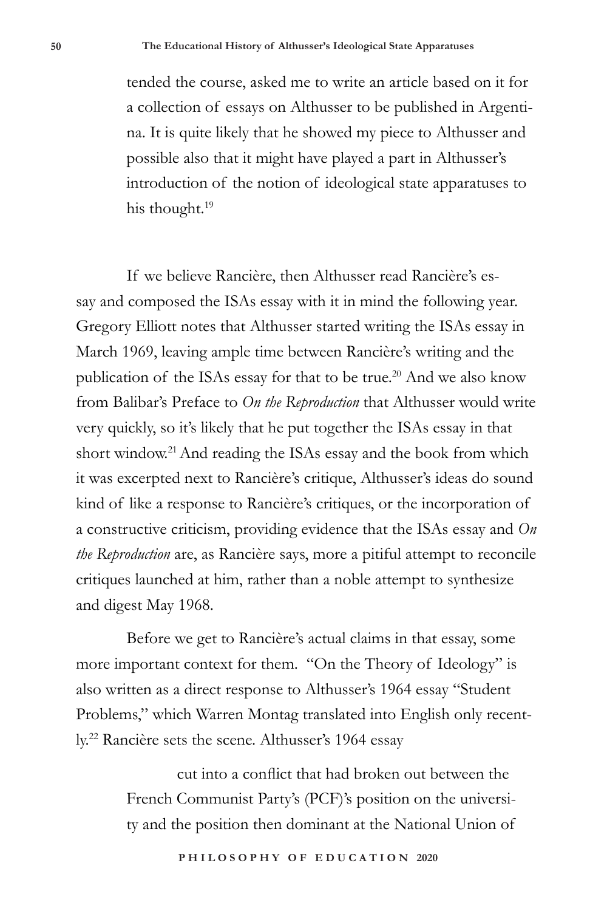tended the course, asked me to write an article based on it for a collection of essays on Althusser to be published in Argentina. It is quite likely that he showed my piece to Althusser and possible also that it might have played a part in Althusser's introduction of the notion of ideological state apparatuses to his thought.[19]

If we believe Rancière, then Althusser read Rancière's essay and composed the ISAs essay with it in mind the following year. Gregory Elliott notes that Althusser started writing the ISAs essay in March 1969, leaving ample time between Rancière's writing and the publication of the ISAs essay for that to be true.[20] And we also know from Balibar's Preface to *On the Reproduction* that Althusser would write very quickly, so it's likely that he put together the ISAs essay in that short window.[21] And reading the ISAs essay and the book from which it was excerpted next to Rancière's critique, Althusser's ideas do sound kind of like a response to Rancière's critiques, or the incorporation of a constructive criticism, providing evidence that the ISAs essay and *On the Reproduction* are, as Rancière says, more a pitiful attempt to reconcile critiques launched at him, rather than a noble attempt to synthesize and digest May 1968.

Before we get to Rancière's actual claims in that essay, some more important context for them. "On the Theory of Ideology" is also written as a direct response to Althusser's 1964 essay "Student Problems," which Warren Montag translated into English only recently.[22] Rancière sets the scene. Althusser's 1964 essay

> cut into a conflict that had broken out between the French Communist Party's (PCF)'s position on the university and the position then dominant at the National Union of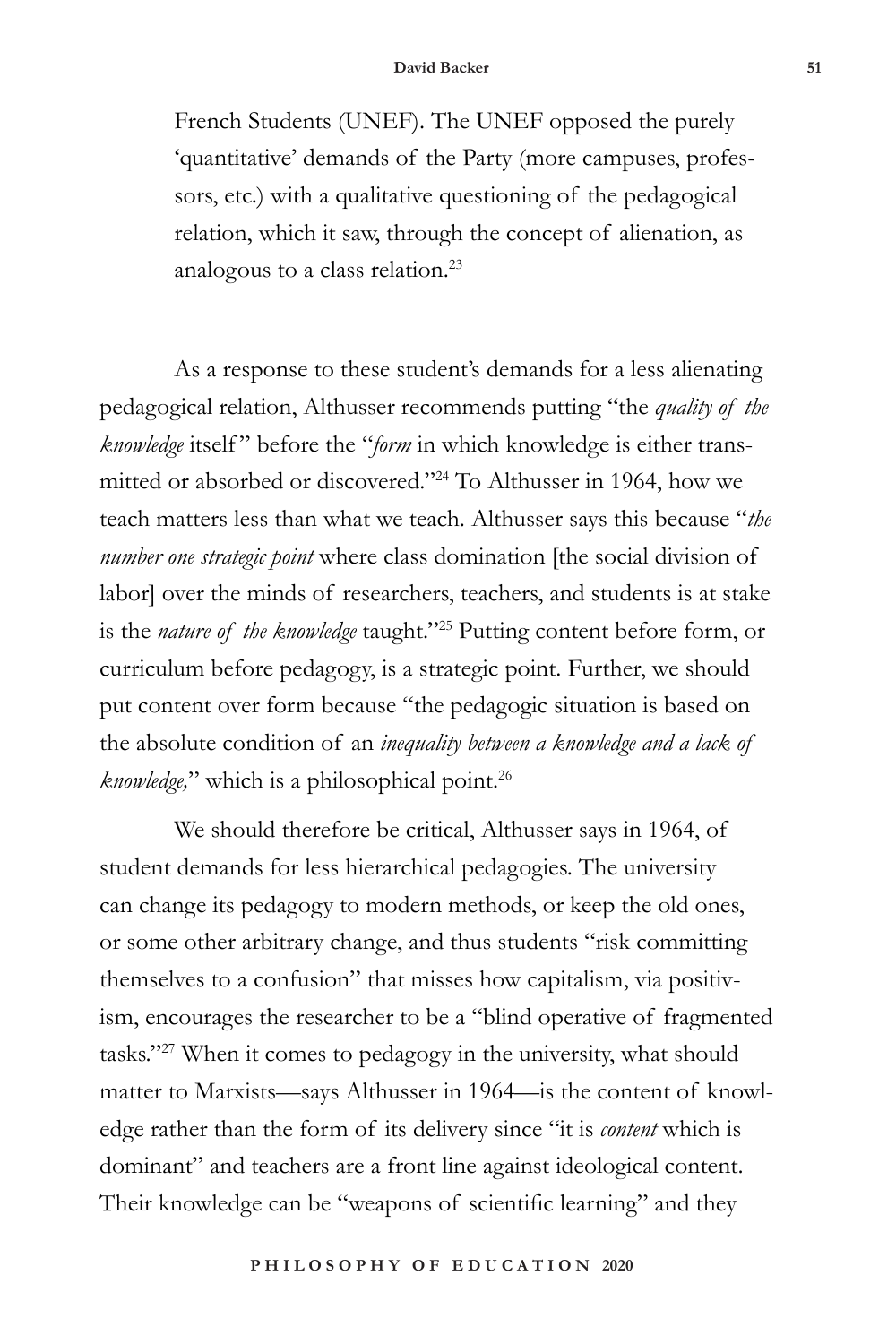> French Students (UNEF). The UNEF opposed the purely 'quantitative' demands of the Party (more campuses, professors, etc.) with a qualitative questioning of the pedagogical relation, which it saw, through the concept of alienation, as analogous to a class relation.[23]

As a response to these student's demands for a less alienating pedagogical relation, Althusser recommends putting "the *quality of the knowledge* itself" before the "*form* in which knowledge is either transmitted or absorbed or discovered."[24] To Althusser in 1964, how we teach matters less than what we teach. Althusser says this because "*the number one strategic point* where class domination [the social division of labor] over the minds of researchers, teachers, and students is at stake is the *nature of the knowledge* taught."[25] Putting content before form, or curriculum before pedagogy, is a strategic point. Further, we should put content over form because "the pedagogic situation is based on the absolute condition of an *inequality between a knowledge and a lack of knowledge,*" which is a philosophical point.[26]

We should therefore be critical, Althusser says in 1964, of student demands for less hierarchical pedagogies. The university can change its pedagogy to modern methods, or keep the old ones, or some other arbitrary change, and thus students "risk committing themselves to a confusion" that misses how capitalism, via positivism, encourages the researcher to be a "blind operative of fragmented tasks."[27] When it comes to pedagogy in the university, what should matter to Marxists—says Althusser in 1964—is the content of knowledge rather than the form of its delivery since "it is *content* which is dominant" and teachers are a front line against ideological content. Their knowledge can be "weapons of scientific learning" and they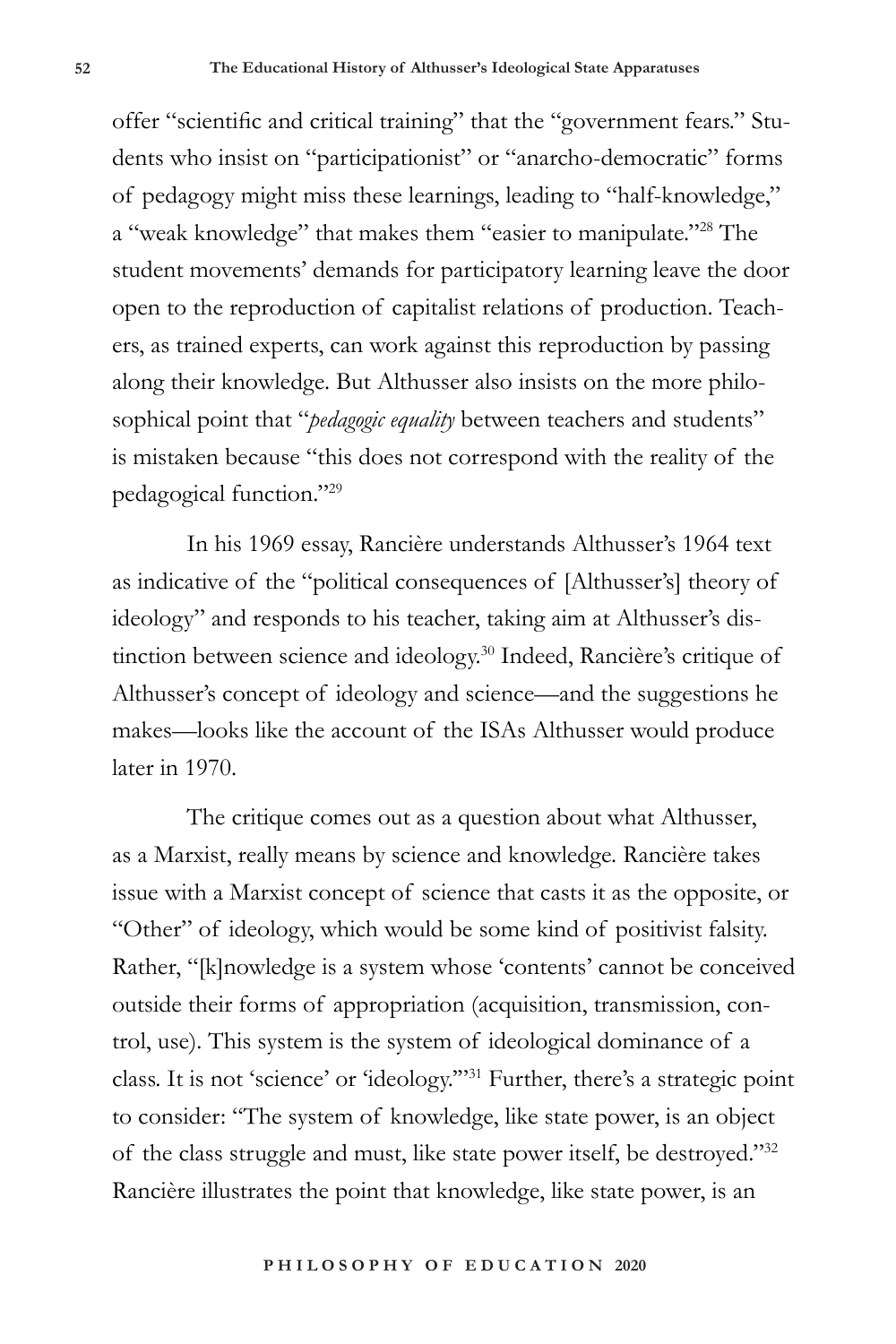offer "scientific and critical training" that the "government fears." Students who insist on "participationist" or "anarcho-democratic" forms of pedagogy might miss these learnings, leading to "half-knowledge," a "weak knowledge" that makes them "easier to manipulate."[28] The student movements' demands for participatory learning leave the door open to the reproduction of capitalist relations of production. Teachers, as trained experts, can work against this reproduction by passing along their knowledge. But Althusser also insists on the more philosophical point that "*pedagogic equality* between teachers and students" is mistaken because "this does not correspond with the reality of the pedagogical function."[29]

In his 1969 essay, Rancière understands Althusser's 1964 text as indicative of the "political consequences of [Althusser's] theory of ideology" and responds to his teacher, taking aim at Althusser's distinction between science and ideology.[30] Indeed, Rancière's critique of Althusser's concept of ideology and science—and the suggestions he makes—looks like the account of the ISAs Althusser would produce later in 1970.

The critique comes out as a question about what Althusser, as a Marxist, really means by science and knowledge. Rancière takes issue with a Marxist concept of science that casts it as the opposite, or "Other" of ideology, which would be some kind of positivist falsity. Rather, "[k]nowledge is a system whose 'contents' cannot be conceived outside their forms of appropriation (acquisition, transmission, control, use). This system is the system of ideological dominance of a class. It is not 'science' or 'ideology.'"[31] Further, there's a strategic point to consider: "The system of knowledge, like state power, is an object of the class struggle and must, like state power itself, be destroyed."[32] Rancière illustrates the point that knowledge, like state power, is an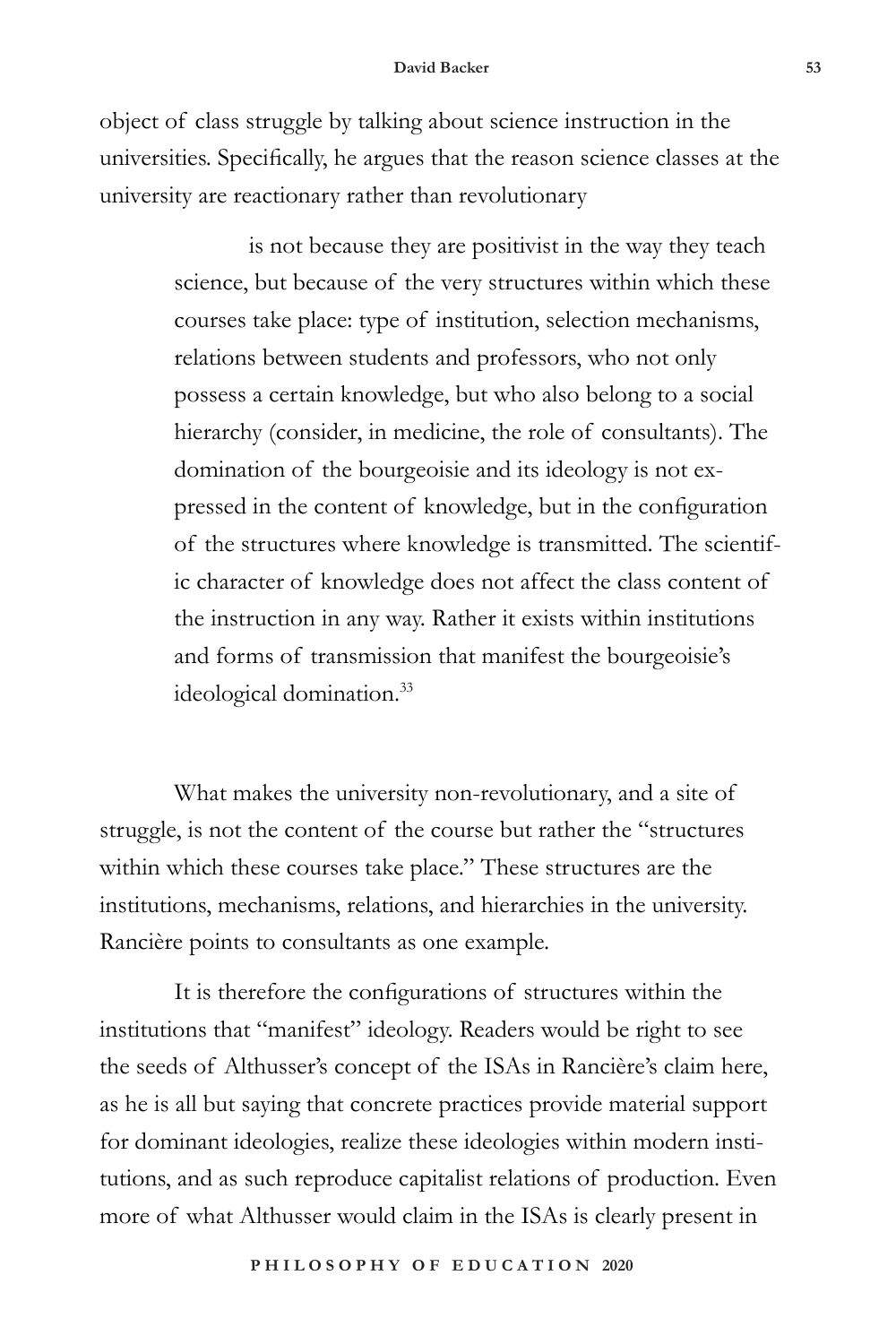object of class struggle by talking about science instruction in the universities. Specifically, he argues that the reason science classes at the university are reactionary rather than revolutionary

> is not because they are positivist in the way they teach science, but because of the very structures within which these courses take place: type of institution, selection mechanisms, relations between students and professors, who not only possess a certain knowledge, but who also belong to a social hierarchy (consider, in medicine, the role of consultants). The domination of the bourgeoisie and its ideology is not expressed in the content of knowledge, but in the configuration of the structures where knowledge is transmitted. The scientific character of knowledge does not affect the class content of the instruction in any way. Rather it exists within institutions and forms of transmission that manifest the bourgeoisie's ideological domination.[33]

What makes the university non-revolutionary, and a site of struggle, is not the content of the course but rather the "structures within which these courses take place." These structures are the institutions, mechanisms, relations, and hierarchies in the university. Rancière points to consultants as one example.

It is therefore the configurations of structures within the institutions that "manifest" ideology. Readers would be right to see the seeds of Althusser's concept of the ISAs in Rancière's claim here, as he is all but saying that concrete practices provide material support for dominant ideologies, realize these ideologies within modern institutions, and as such reproduce capitalist relations of production. Even more of what Althusser would claim in the ISAs is clearly present in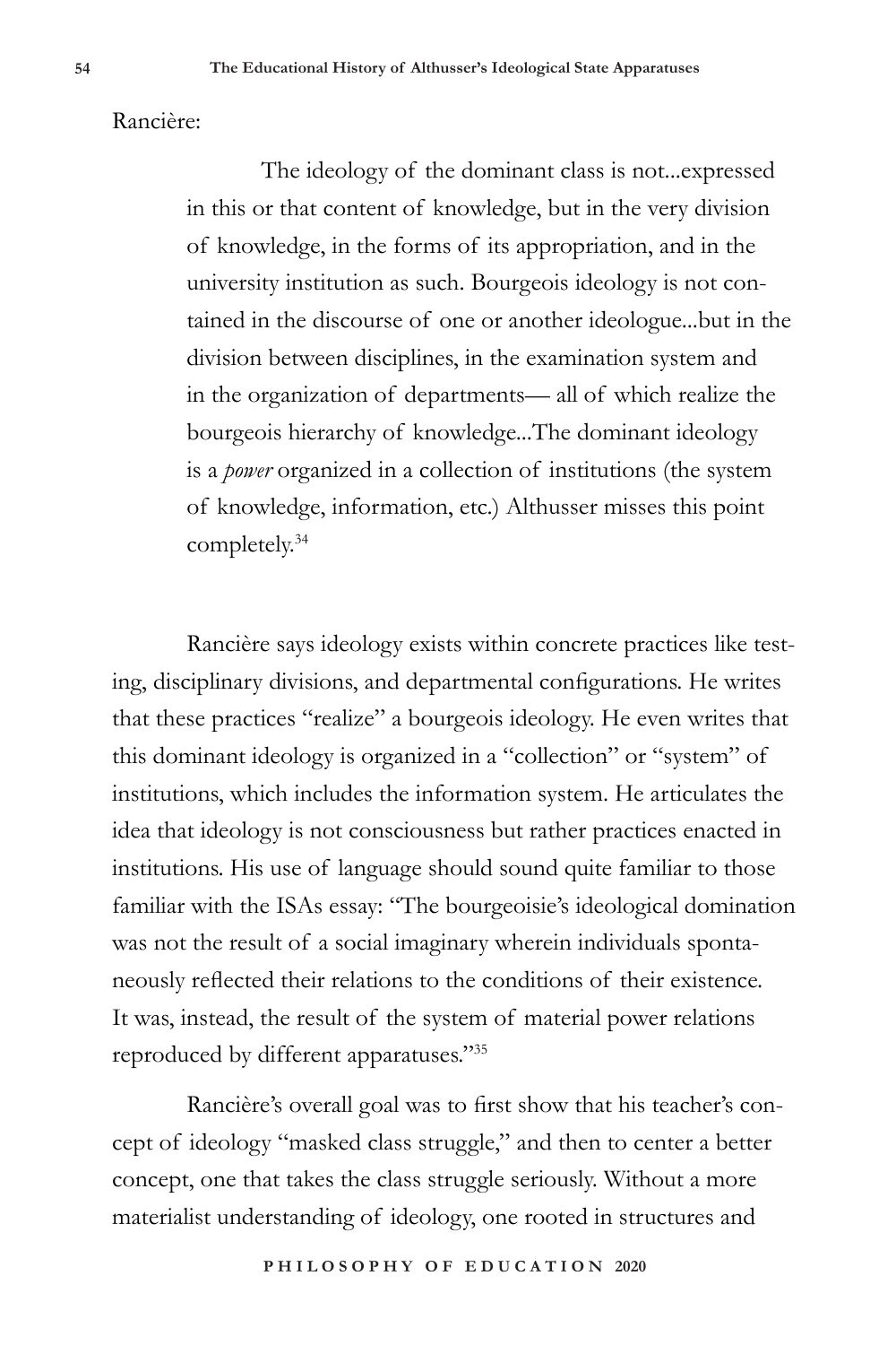Rancière:

> The ideology of the dominant class is not...expressed in this or that content of knowledge, but in the very division of knowledge, in the forms of its appropriation, and in the university institution as such. Bourgeois ideology is not contained in the discourse of one or another ideologue...but in the division between disciplines, in the examination system and in the organization of departments— all of which realize the bourgeois hierarchy of knowledge...The dominant ideology is a *power* organized in a collection of institutions (the system of knowledge, information, etc.) Althusser misses this point completely.[34]

Rancière says ideology exists within concrete practices like testing, disciplinary divisions, and departmental configurations. He writes that these practices "realize" a bourgeois ideology. He even writes that this dominant ideology is organized in a "collection" or "system" of institutions, which includes the information system. He articulates the idea that ideology is not consciousness but rather practices enacted in institutions. His use of language should sound quite familiar to those familiar with the ISAs essay: "The bourgeoisie's ideological domination was not the result of a social imaginary wherein individuals spontaneously reflected their relations to the conditions of their existence. It was, instead, the result of the system of material power relations reproduced by different apparatuses."[35]

Rancière's overall goal was to first show that his teacher's concept of ideology "masked class struggle," and then to center a better concept, one that takes the class struggle seriously. Without a more materialist understanding of ideology, one rooted in structures and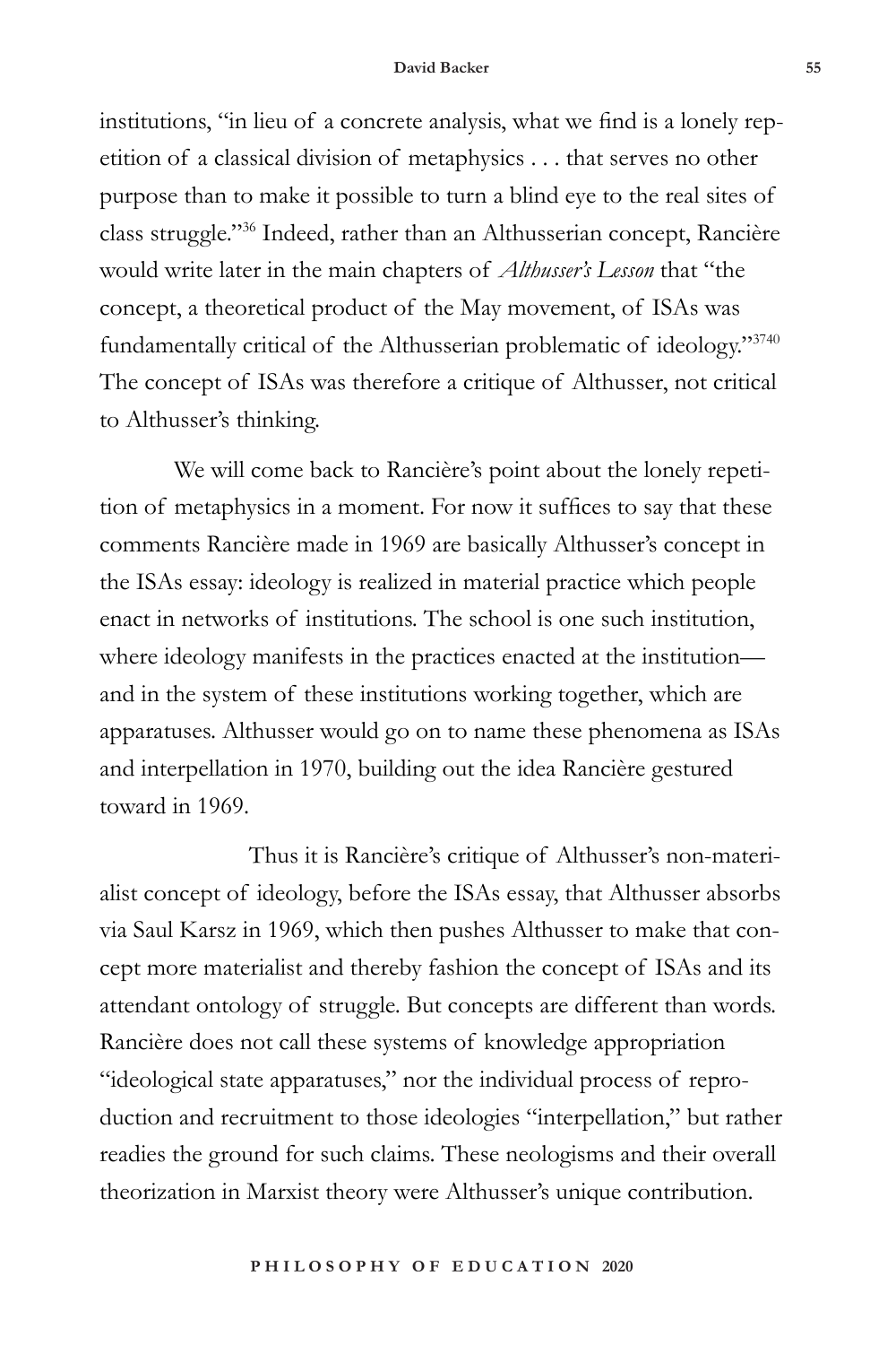institutions, "in lieu of a concrete analysis, what we find is a lonely repetition of a classical division of metaphysics . . . that serves no other purpose than to make it possible to turn a blind eye to the real sites of class struggle."[36] Indeed, rather than an Althusserian concept, Rancière would write later in the main chapters of *Althusser's Lesson* that "the concept, a theoretical product of the May movement, of ISAs was fundamentally critical of the Althusserian problematic of ideology."[3740] The concept of ISAs was therefore a critique of Althusser, not critical to Althusser's thinking.

We will come back to Rancière's point about the lonely repetition of metaphysics in a moment. For now it suffices to say that these comments Rancière made in 1969 are basically Althusser's concept in the ISAs essay: ideology is realized in material practice which people enact in networks of institutions. The school is one such institution, where ideology manifests in the practices enacted at the institution—and in the system of these institutions working together, which are apparatuses. Althusser would go on to name these phenomena as ISAs and interpellation in 1970, building out the idea Rancière gestured toward in 1969.

Thus it is Rancière's critique of Althusser's non-materialist concept of ideology, before the ISAs essay, that Althusser absorbs via Saul Karsz in 1969, which then pushes Althusser to make that concept more materialist and thereby fashion the concept of ISAs and its attendant ontology of struggle. But concepts are different than words. Rancière does not call these systems of knowledge appropriation "ideological state apparatuses," nor the individual process of reproduction and recruitment to those ideologies "interpellation," but rather readies the ground for such claims. These neologisms and their overall theorization in Marxist theory were Althusser's unique contribution.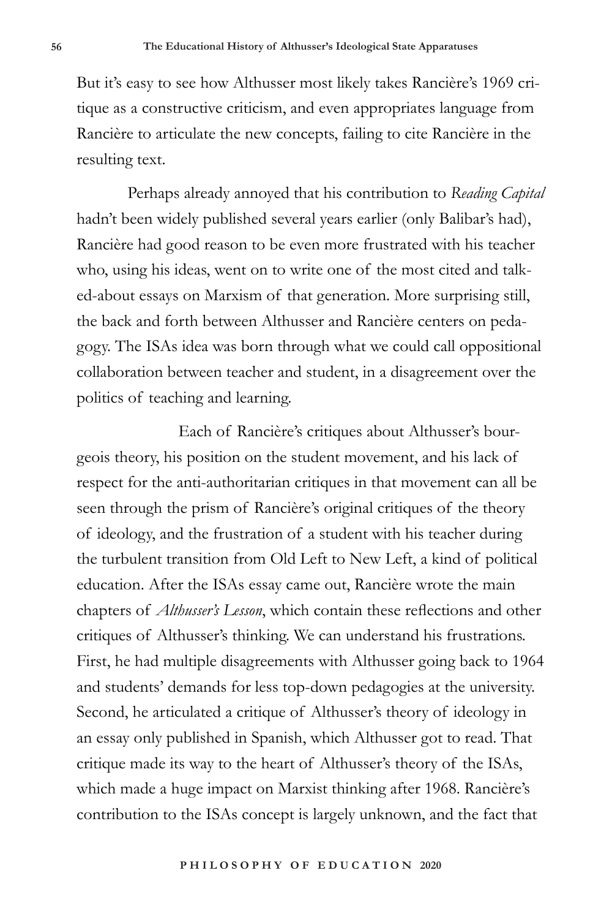But it's easy to see how Althusser most likely takes Rancière's 1969 critique as a constructive criticism, and even appropriates language from Rancière to articulate the new concepts, failing to cite Rancière in the resulting text.

Perhaps already annoyed that his contribution to *Reading Capital* hadn't been widely published several years earlier (only Balibar's had), Rancière had good reason to be even more frustrated with his teacher who, using his ideas, went on to write one of the most cited and talked-about essays on Marxism of that generation. More surprising still, the back and forth between Althusser and Rancière centers on pedagogy. The ISAs idea was born through what we could call oppositional collaboration between teacher and student, in a disagreement over the politics of teaching and learning.

Each of Rancière's critiques about Althusser's bourgeois theory, his position on the student movement, and his lack of respect for the anti-authoritarian critiques in that movement can all be seen through the prism of Rancière's original critiques of the theory of ideology, and the frustration of a student with his teacher during the turbulent transition from Old Left to New Left, a kind of political education. After the ISAs essay came out, Rancière wrote the main chapters of *Althusser's Lesson*, which contain these reflections and other critiques of Althusser's thinking. We can understand his frustrations. First, he had multiple disagreements with Althusser going back to 1964 and students' demands for less top-down pedagogies at the university. Second, he articulated a critique of Althusser's theory of ideology in an essay only published in Spanish, which Althusser got to read. That critique made its way to the heart of Althusser's theory of the ISAs, which made a huge impact on Marxist thinking after 1968. Rancière's contribution to the ISAs concept is largely unknown, and the fact that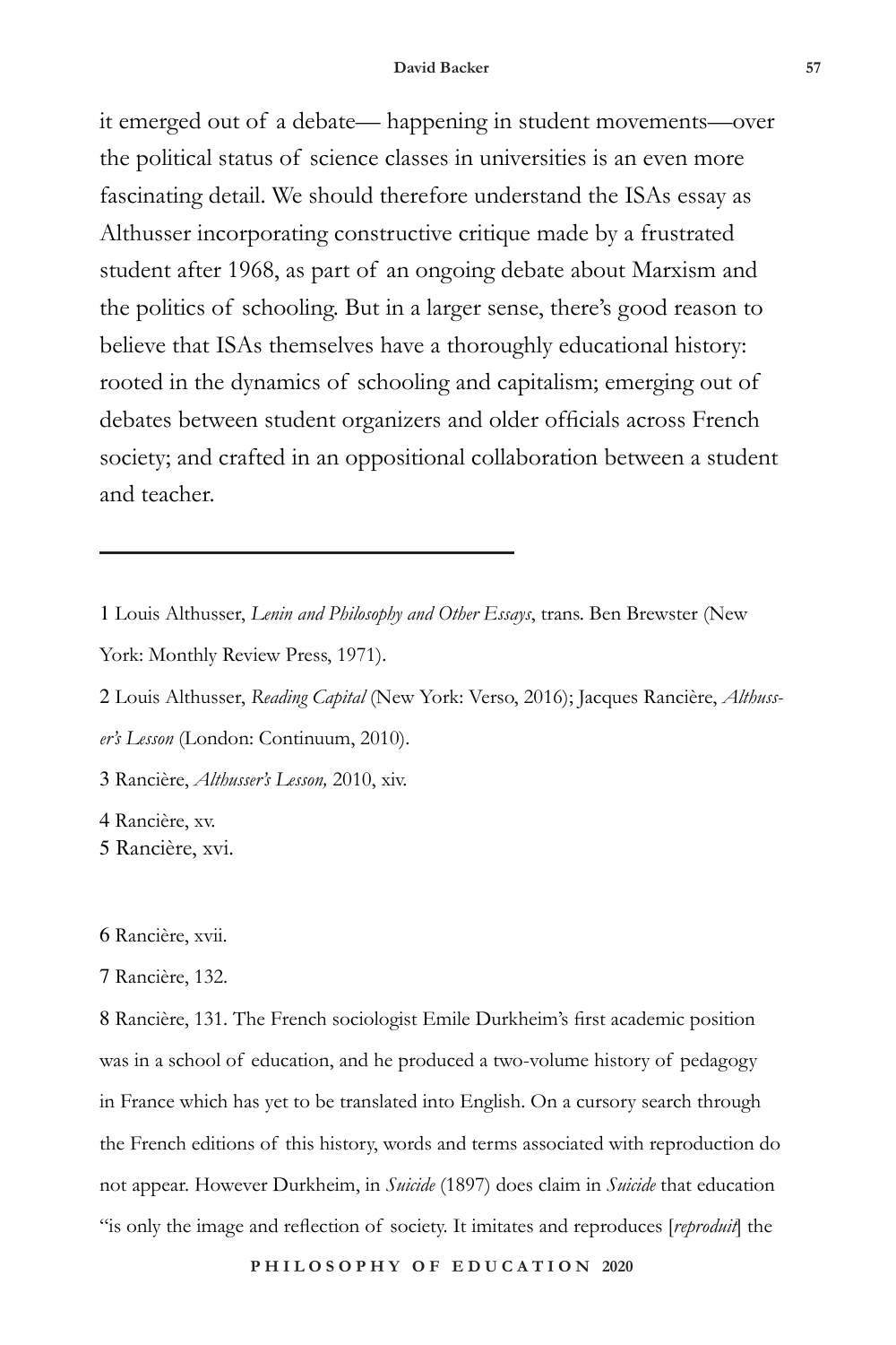it emerged out of a debate— happening in student movements—over the political status of science classes in universities is an even more fascinating detail. We should therefore understand the ISAs essay as Althusser incorporating constructive critique made by a frustrated student after 1968, as part of an ongoing debate about Marxism and the politics of schooling. But in a larger sense, there's good reason to believe that ISAs themselves have a thoroughly educational history: rooted in the dynamics of schooling and capitalism; emerging out of debates between student organizers and older officials across French society; and crafted in an oppositional collaboration between a student and teacher.

---

1 Louis Althusser, *Lenin and Philosophy and Other Essays*, trans. Ben Brewster (New York: Monthly Review Press, 1971).

2 Louis Althusser, *Reading Capital* (New York: Verso, 2016); Jacques Rancière, *Althusser's Lesson* (London: Continuum, 2010).

3 Rancière, *Althusser's Lesson,* 2010, xiv.

4 Rancière, xv.

5 Rancière, xvi.

6 Rancière, xvii.

7 Rancière, 132.

8 Rancière, 131. The French sociologist Emile Durkheim's first academic position was in a school of education, and he produced a two-volume history of pedagogy in France which has yet to be translated into English. On a cursory search through the French editions of this history, words and terms associated with reproduction do not appear. However Durkheim, in *Suicide* (1897) does claim in *Suicide* that education "is only the image and reflection of society. It imitates and reproduces [*reproduit*] the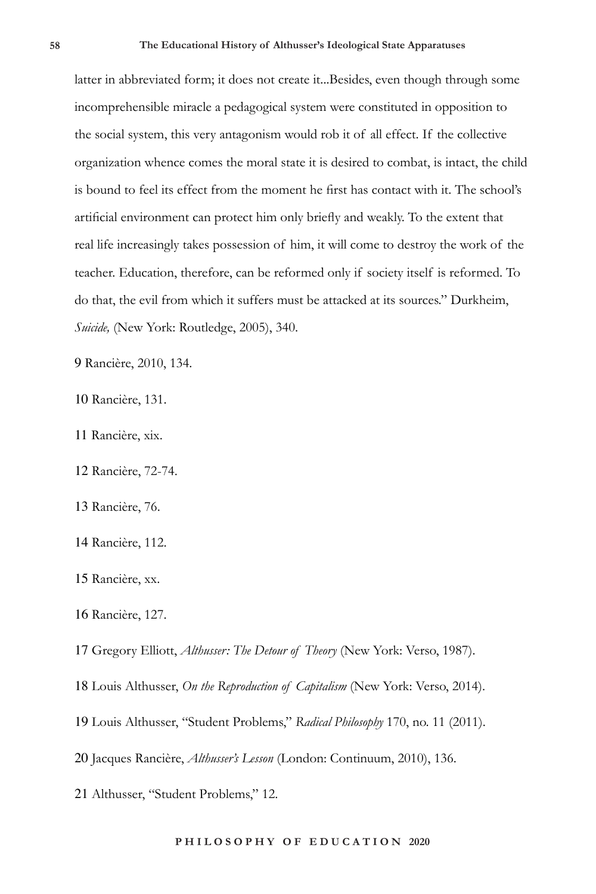latter in abbreviated form; it does not create it...Besides, even though through some incomprehensible miracle a pedagogical system were constituted in opposition to the social system, this very antagonism would rob it of all effect. If the collective organization whence comes the moral state it is desired to combat, is intact, the child is bound to feel its effect from the moment he first has contact with it. The school's artificial environment can protect him only briefly and weakly. To the extent that real life increasingly takes possession of him, it will come to destroy the work of the teacher. Education, therefore, can be reformed only if society itself is reformed. To do that, the evil from which it suffers must be attacked at its sources." Durkheim, *Suicide,* (New York: Routledge, 2005), 340.

9 Rancière, 2010, 134.

10 Rancière, 131.

11 Rancière, xix.

12 Rancière, 72-74.

13 Rancière, 76.

14 Rancière, 112.

15 Rancière, xx.

16 Rancière, 127.

17 Gregory Elliott, *Althusser: The Detour of Theory* (New York: Verso, 1987).

18 Louis Althusser, *On the Reproduction of Capitalism* (New York: Verso, 2014).

19 Louis Althusser, "Student Problems," *Radical Philosophy* 170, no. 11 (2011).

20 Jacques Rancière, *Althusser's Lesson* (London: Continuum, 2010), 136.

21 Althusser, "Student Problems," 12.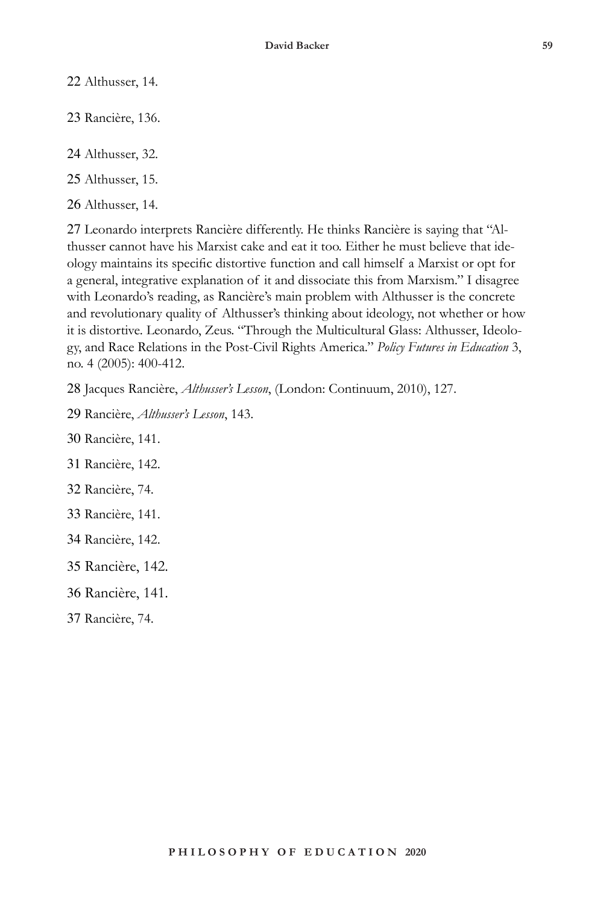22 Althusser, 14.

23 Rancière, 136.

24 Althusser, 32.

25 Althusser, 15.

26 Althusser, 14.

27 Leonardo interprets Rancière differently. He thinks Rancière is saying that "Althusser cannot have his Marxist cake and eat it too. Either he must believe that ideology maintains its specific distortive function and call himself a Marxist or opt for a general, integrative explanation of it and dissociate this from Marxism." I disagree with Leonardo's reading, as Rancière's main problem with Althusser is the concrete and revolutionary quality of Althusser's thinking about ideology, not whether or how it is distortive. Leonardo, Zeus. "Through the Multicultural Glass: Althusser, Ideology, and Race Relations in the Post-Civil Rights America." *Policy Futures in Education* 3, no. 4 (2005): 400-412.

28 Jacques Rancière, *Althusser's Lesson*, (London: Continuum, 2010), 127.

29 Rancière, *Althusser's Lesson*, 143.

30 Rancière, 141.

31 Rancière, 142.

32 Rancière, 74.

33 Rancière, 141.

34 Rancière, 142.

35 Rancière, 142.

36 Rancière, 141.

37 Rancière, 74.